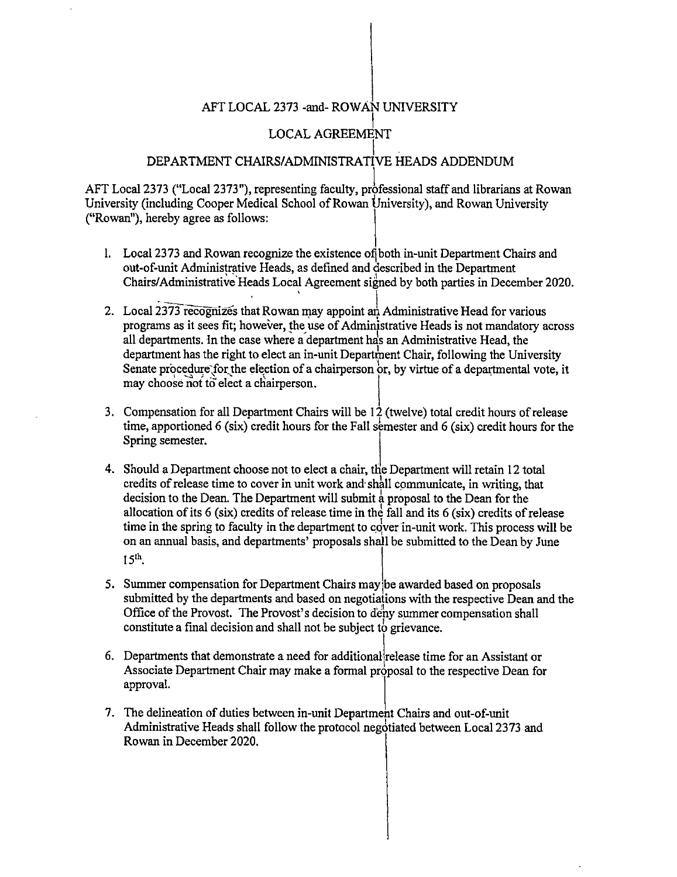# AFT LOCAL 2373 -and- ROWAN UNIVERSITY

## LOCAL AGREEMENT

## DEPARTMENT CHAIRS/ADMINISTRATIVE HEADS ADDENDUM

AFT Local 2373 ("Local 2373"), representing faculty, professional staff and librarians at Rowan University (including Cooper Medical School of Rowan University), and Rowan University ("Rowan"), hereby agree as follows:

1. Local 2373 and Rowan recognize the existence of both in-unit Department Chairs and out-of-unit Administrative Heads, as defined and described in the Department Chairs/Administrative Heads Local Agreement signed by both parties in December 2020.

2. Local 2373 recognizes that Rowan may appoint an Administrative Head for various programs as it sees fit; however, the use of Administrative Heads is not mandatory across all departments. In the case where a department has an Administrative Head, the department has the right to elect an in-unit Department Chair, following the University Senate procedure for the election of a chairperson or, by virtue of a departmental vote, it may choose not to elect a chairperson.

3. Compensation for all Department Chairs will be 12 (twelve) total credit hours of release time, apportioned 6 (six) credit hours for the Fall semester and 6 (six) credit hours for the Spring semester.

4. Should a Department choose not to elect a chair, the Department will retain 12 total credits of release time to cover in unit work and shall communicate, in writing, that decision to the Dean. The Department will submit a proposal to the Dean for the allocation of its 6 (six) credits of release time in the fall and its 6 (six) credits of release time in the spring to faculty in the department to cover in-unit work. This process will be on an annual basis, and departments' proposals shall be submitted to the Dean by June 15th.

5. Summer compensation for Department Chairs may be awarded based on proposals submitted by the departments and based on negotiations with the respective Dean and the Office of the Provost. The Provost's decision to deny summer compensation shall constitute a final decision and shall not be subject to grievance.

6. Departments that demonstrate a need for additional release time for an Assistant or Associate Department Chair may make a formal proposal to the respective Dean for approval.

7. The delineation of duties between in-unit Department Chairs and out-of-unit Administrative Heads shall follow the protocol negotiated between Local 2373 and Rowan in December 2020.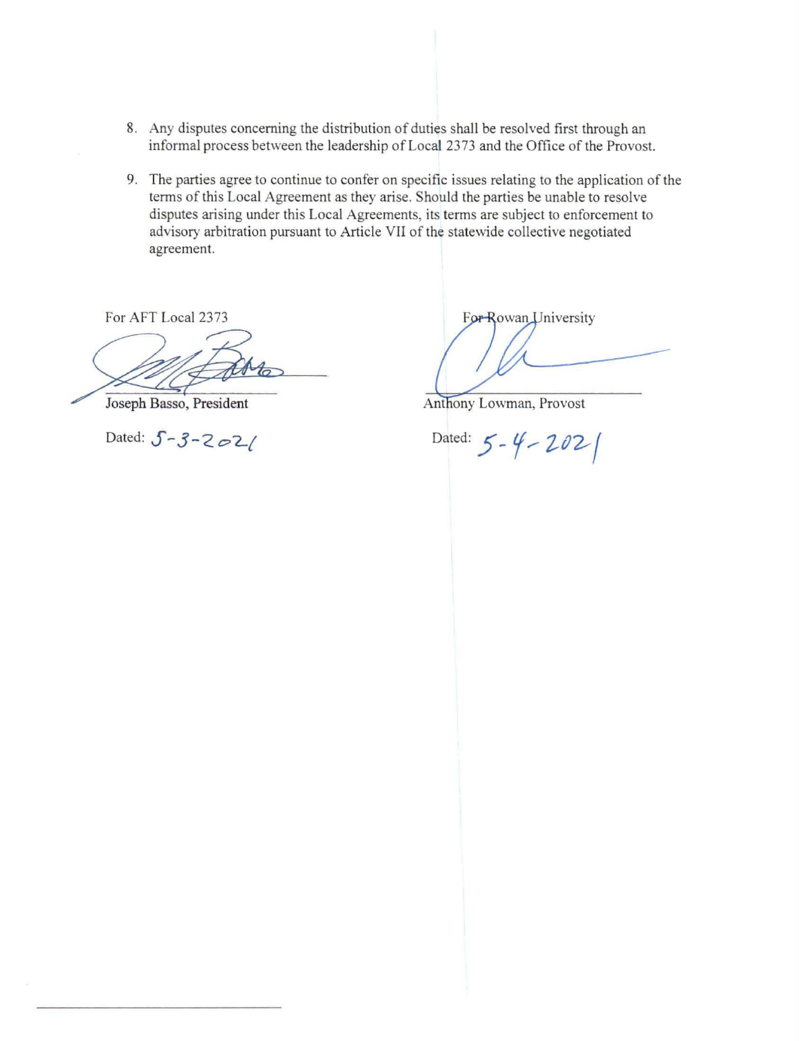8. Any disputes concerning the distribution of duties shall be resolved first through an informal process between the leadership of Local 2373 and the Office of the Provost.

9. The parties agree to continue to confer on specific issues relating to the application of the terms of this Local Agreement as they arise. Should the parties be unable to resolve disputes arising under this Local Agreements, its terms are subject to enforcement to advisory arbitration pursuant to Article VII of the statewide collective negotiated agreement.

For AFT Local 2373

Joseph Basso, President

Dated: 5-3-2021

For Rowan University

Anthony Lowman, Provost

Dated: 5-4-2021